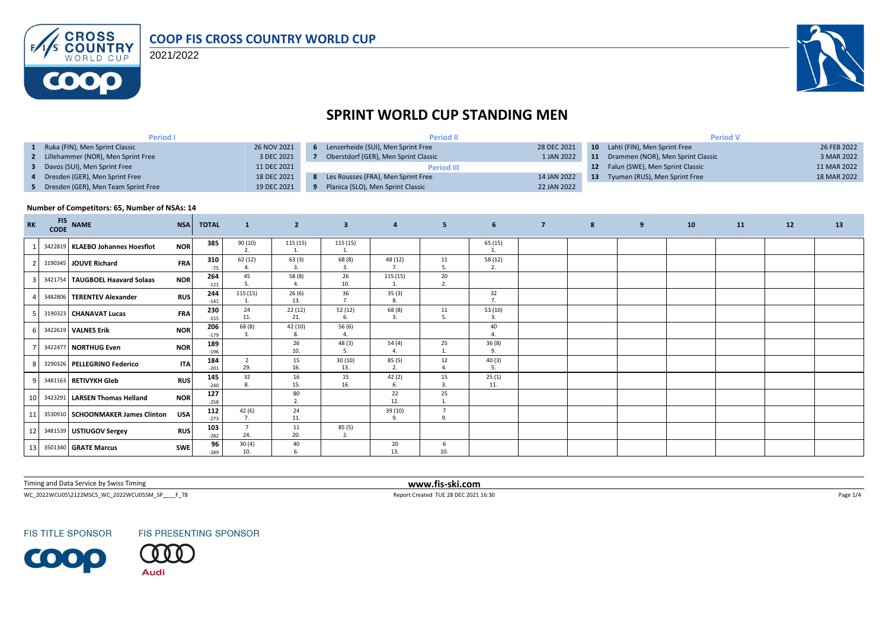# COOP FIS CROSS COUNTRY WORLD CUP

2021/2022

## SPRINT WORLD CUP STANDING MEN

| Period I | | | Period II | | | Period V | | |
|---|---|---|---|---|---|---|---|---|
| 1 | Ruka (FIN), Men Sprint Classic | 26 NOV 2021 | 6 | Lenzerheide (SUI), Men Sprint Free | 28 DEC 2021 | 10 | Lahti (FIN), Men Sprint Free | 26 FEB 2022 |
| 2 | Lillehammer (NOR), Men Sprint Free | 3 DEC 2021 | 7 | Oberstdorf (GER), Men Sprint Classic | 1 JAN 2022 | 11 | Drammen (NOR), Men Sprint Classic | 3 MAR 2022 |
| 3 | Davos (SUI), Men Sprint Free | 11 DEC 2021 | | **Period III** | | 12 | Falun (SWE), Men Sprint Classic | 11 MAR 2022 |
| 4 | Dresden (GER), Men Sprint Free | 18 DEC 2021 | 8 | Les Rousses (FRA), Men Sprint Free | 14 JAN 2022 | 13 | Tyumen (RUS), Men Sprint Free | 18 MAR 2022 |
| 5 | Dresden (GER), Men Team Sprint Free | 19 DEC 2021 | 9 | Planica (SLO), Men Sprint Classic | 22 JAN 2022 | | | |

**Number of Competitors: 65, Number of NSAs: 14**

| RK | FIS CODE | NAME | NSA | TOTAL | 1 | 2 | 3 | 4 | 5 | 6 | 7 | 8 | 9 | 10 | 11 | 12 | 13 |
|---|---|---|---|---|---|---|---|---|---|---|---|---|---|---|---|---|---|
| 1 | 3422819 | KLAEBO Johannes Hoesflot | NOR | 385 | 90 (10) 2. | 115 (15) 1. | 115 (15) 1. | | | 65 (15) 1. | | | | | | | |
| 2 | 3190345 | JOUVE Richard | FRA | 310 -75 | 62 (12) 4. | 63 (3) 3. | 68 (8) 3. | 48 (12) 7. | 11 5. | 58 (12) 2. | | | | | | | |
| 3 | 3421754 | TAUGBOEL Haavard Solaas | NOR | 264 -121 | 45 5. | 58 (8) 4. | 26 10. | 115 (15) 1. | 20 2. | | | | | | | | |
| 4 | 3482806 | TERENTEV Alexander | RUS | 244 -141 | 115 (15) 1. | 26 (6) 13. | 36 7. | 35 (3) 8. | | 32 7. | | | | | | | |
| 5 | 3190323 | CHANAVAT Lucas | FRA | 230 -155 | 24 11. | 22 (12) 21. | 52 (12) 6. | 68 (8) 3. | 11 5. | 53 (10) 3. | | | | | | | |
| 6 | 3422619 | VALNES Erik | NOR | 206 -179 | 68 (8) 3. | 42 (10) 8. | 56 (6) 4. | | | 40 4. | | | | | | | |
| 7 | 3422477 | NORTHUG Even | NOR | 189 -196 | | 26 10. | 48 (3) 5. | 54 (4) 4. | 25 1. | 36 (8) 9. | | | | | | | |
| 8 | 3290326 | PELLEGRINO Federico | ITA | 184 -201 | 2 29. | 15 16. | 30 (10) 13. | 85 (5) 2. | 12 4. | 40 (3) 5. | | | | | | | |
| 9 | 3481163 | RETIVYKH Gleb | RUS | 145 -240 | 32 8. | 16 15. | 15 16. | 42 (2) 6. | 15 3. | 25 (1) 11. | | | | | | | |
| 10 | 3423291 | LARSEN Thomas Helland | NOR | 127 -258 | | 80 2. | | 22 12. | 25 1. | | | | | | | | |
| 11 | 3530910 | SCHOONMAKER James Clinton | USA | 112 -273 | 42 (6) 7. | 24 11. | | 39 (10) 9. | 7 9. | | | | | | | | |
| 12 | 3481539 | USTIUGOV Sergey | RUS | 103 -282 | 7 24. | 11 20. | 85 (5) 2. | | | | | | | | | | |
| 13 | 3501340 | GRATE Marcus | SWE | 96 -289 | 30 (4) 10. | 40 6. | | 20 13. | 6 10. | | | | | | | | |

Timing and Data Service by Swiss Timing

**www.fis-ski.com**

WC_2022WCU05\2122MSCS_WC_2022WCU05SM_SP____F_78

Report Created TUE 28 DEC 2021 16:30

FIS TITLE SPONSOR

FIS PRESENTING SPONSOR

Audi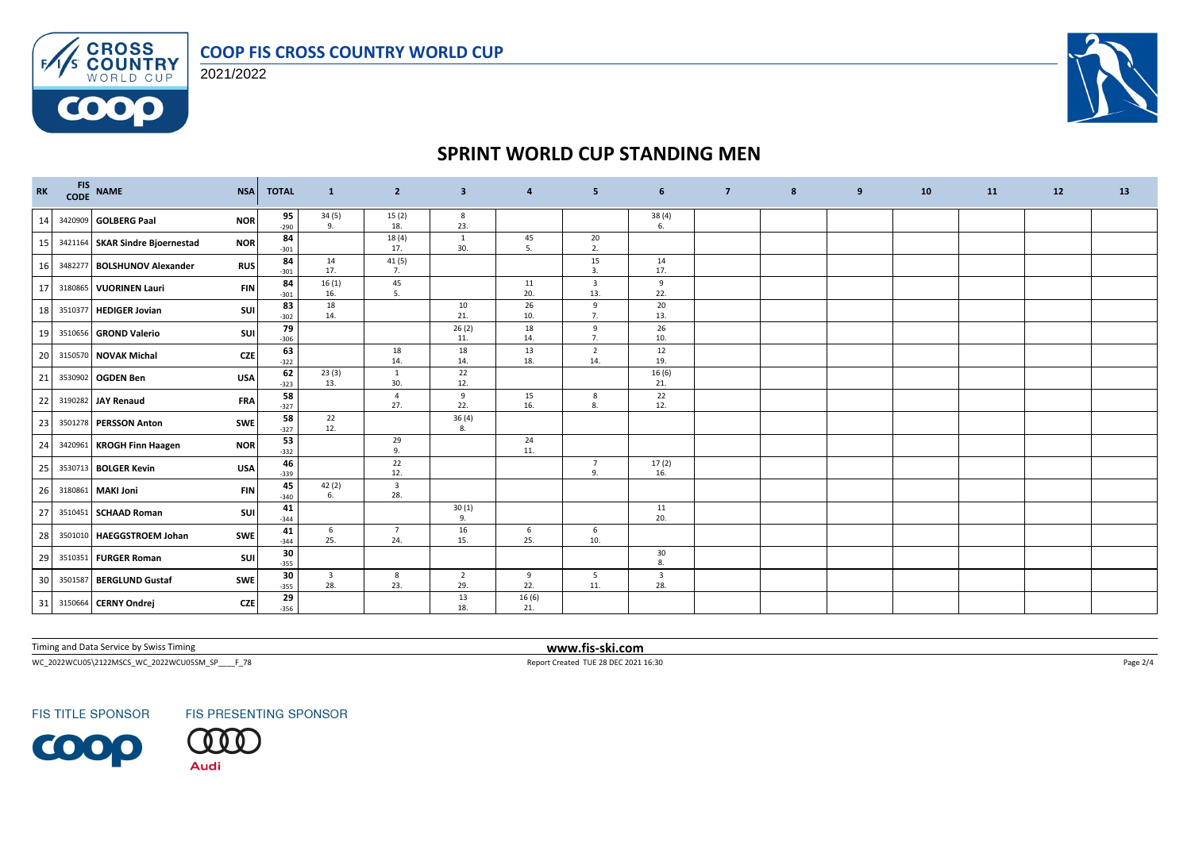# SPRINT WORLD CUP STANDING MEN

| RK | FIS CODE | NAME | NSA | TOTAL | 1 | 2 | 3 | 4 | 5 | 6 | 7 | 8 | 9 | 10 | 11 | 12 | 13 |
|---|---|---|---|---|---|---|---|---|---|---|---|---|---|---|---|---|---|
| 14 | 3420909 | GOLBERG Paal | NOR | 95 -290 | 34 (5) 9. | 15 (2) 18. | 8 23. | | | 38 (4) 6. | | | | | | | |
| 15 | 3421164 | SKAR Sindre Bjoernestad | NOR | 84 -301 | | 18 (4) 17. | 1 30. | 45 5. | 20 2. | | | | | | | | |
| 16 | 3482277 | BOLSHUNOV Alexander | RUS | 84 -301 | 14 17. | 41 (5) 7. | | | 15 3. | 14 17. | | | | | | | |
| 17 | 3180865 | VUORINEN Lauri | FIN | 84 -301 | 16 (1) 16. | 45 5. | | 11 20. | 3 13. | 9 22. | | | | | | | |
| 18 | 3510377 | HEDIGER Jovian | SUI | 83 -302 | 18 14. | | 10 21. | 26 10. | 9 7. | 20 13. | | | | | | | |
| 19 | 3510656 | GROND Valerio | SUI | 79 -306 | | | 26 (2) 11. | 18 14. | 9 7. | 26 10. | | | | | | | |
| 20 | 3150570 | NOVAK Michal | CZE | 63 -322 | | 18 14. | 18 14. | 13 18. | 2 14. | 12 19. | | | | | | | |
| 21 | 3530902 | OGDEN Ben | USA | 62 -323 | 23 (3) 13. | 1 30. | 22 12. | | | 16 (6) 21. | | | | | | | |
| 22 | 3190282 | JAY Renaud | FRA | 58 -327 | | 4 27. | 9 22. | 15 16. | 8 8. | 22 12. | | | | | | | |
| 23 | 3501278 | PERSSON Anton | SWE | 58 -327 | 22 12. | | 36 (4) 8. | | | | | | | | | | |
| 24 | 3420961 | KROGH Finn Haagen | NOR | 53 -332 | | 29 9. | | 24 11. | | | | | | | | | |
| 25 | 3530713 | BOLGER Kevin | USA | 46 -339 | | 22 12. | | | 7 9. | 17 (2) 16. | | | | | | | |
| 26 | 3180861 | MAKI Joni | FIN | 45 -340 | 42 (2) 6. | 3 28. | | | | | | | | | | | |
| 27 | 3510451 | SCHAAD Roman | SUI | 41 -344 | | | 30 (1) 9. | | | 11 20. | | | | | | | |
| 28 | 3501010 | HAEGGSTROEM Johan | SWE | 41 -344 | 6 25. | 7 24. | 16 15. | 6 25. | 6 10. | | | | | | | | |
| 29 | 3510351 | FURGER Roman | SUI | 30 -355 | | | | | | 30 8. | | | | | | | |
| 30 | 3501587 | BERGLUND Gustaf | SWE | 30 -355 | 3 28. | 8 23. | 2 29. | 9 22. | 5 11. | 3 28. | | | | | | | |
| 31 | 3150664 | CERNY Ondrej | CZE | 29 -356 | | | 13 18. | 16 (6) 21. | | | | | | | | | |

Timing and Data Service by Swiss Timing

www.fis-ski.com

WC_2022WCU05\2122MSCS_WC_2022WCU05SM_SP____F_78

Report Created TUE 28 DEC 2021 16:30

FIS TITLE SPONSOR

FIS PRESENTING SPONSOR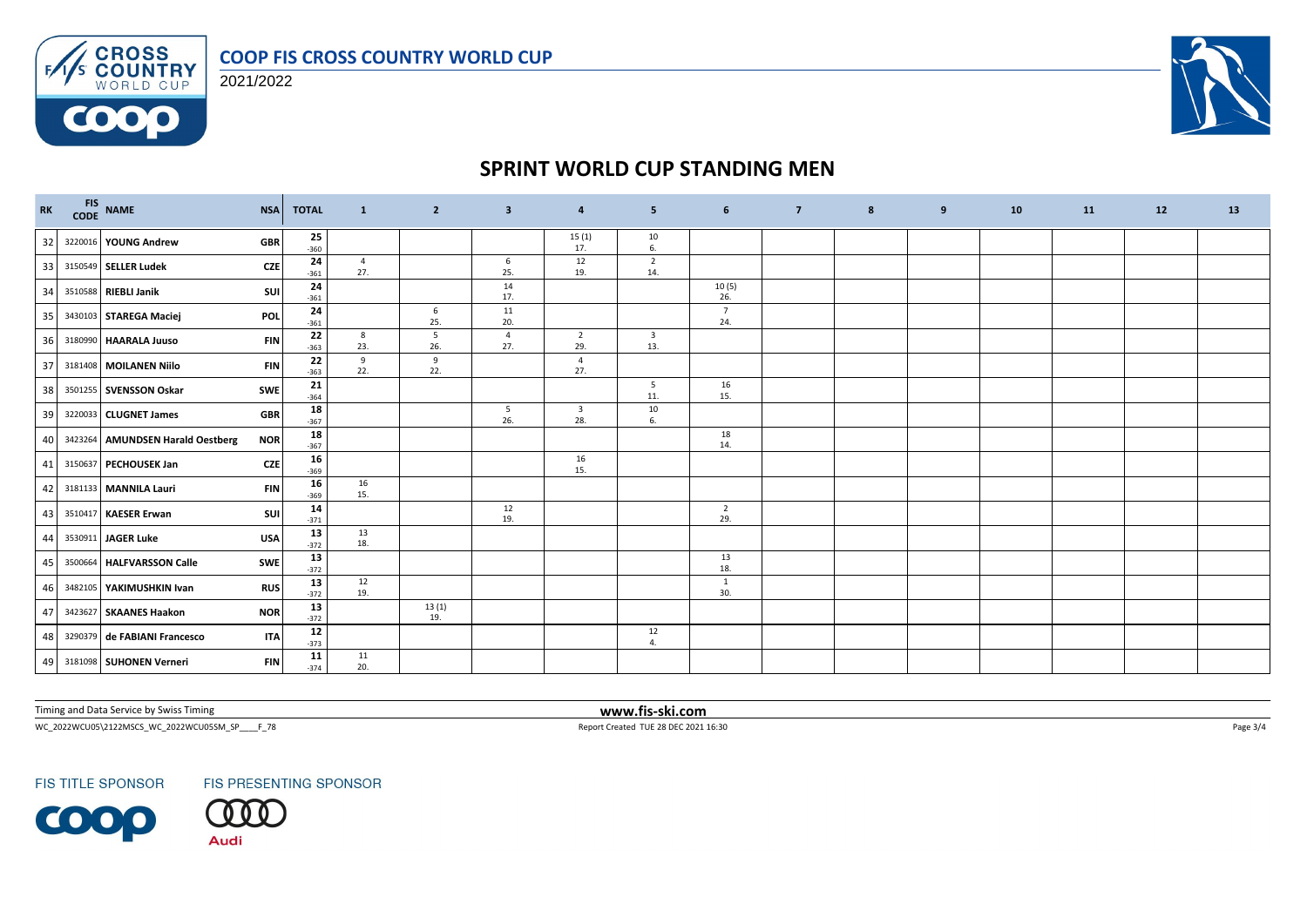# SPRINT WORLD CUP STANDING MEN

COOP FIS CROSS COUNTRY WORLD CUP

2021/2022

| RK | FIS CODE | NAME | NSA | TOTAL | 1 | 2 | 3 | 4 | 5 | 6 | 7 | 8 | 9 | 10 | 11 | 12 | 13 |
|---|---|---|---|---|---|---|---|---|---|---|---|---|---|---|---|---|---|
| 32 | 3220016 | **YOUNG Andrew** | GBR | **25** -360 | | | | 15 (1) 17. | 10 6. | | | | | | | | |
| 33 | 3150549 | **SELLER Ludek** | CZE | **24** -361 | 4 27. | | 6 25. | 12 19. | 2 14. | | | | | | | | |
| 34 | 3510588 | **RIEBLI Janik** | SUI | **24** -361 | | | 14 17. | | | 10 (5) 26. | | | | | | | |
| 35 | 3430103 | **STAREGA Maciej** | POL | **24** -361 | | 6 25. | 11 20. | | | 7 24. | | | | | | | |
| 36 | 3180990 | **HAARALA Juuso** | FIN | **22** -363 | 8 23. | 5 26. | 4 27. | 2 29. | 3 13. | | | | | | | | |
| 37 | 3181408 | **MOILANEN Niilo** | FIN | **22** -363 | 9 22. | 9 22. | | 4 27. | | | | | | | | | |
| 38 | 3501255 | **SVENSSON Oskar** | SWE | **21** -364 | | | | | 5 11. | 16 15. | | | | | | | |
| 39 | 3220033 | **CLUGNET James** | GBR | **18** -367 | | | 5 26. | 3 28. | 10 6. | | | | | | | | |
| 40 | 3423264 | **AMUNDSEN Harald Oestberg** | NOR | **18** -367 | | | | | | 18 14. | | | | | | | |
| 41 | 3150637 | **PECHOUSEK Jan** | CZE | **16** -369 | | | | 16 15. | | | | | | | | | |
| 42 | 3181133 | **MANNILA Lauri** | FIN | **16** -369 | 16 15. | | | | | | | | | | | | |
| 43 | 3510417 | **KAESER Erwan** | SUI | **14** -371 | | | 12 19. | | | 2 29. | | | | | | | |
| 44 | 3530911 | **JAGER Luke** | USA | **13** -372 | 13 18. | | | | | | | | | | | | |
| 45 | 3500664 | **HALFVARSSON Calle** | SWE | **13** -372 | | | | | | 13 18. | | | | | | | |
| 46 | 3482105 | **YAKIMUSHKIN Ivan** | RUS | **13** -372 | 12 19. | | | | | 1 30. | | | | | | | |
| 47 | 3423627 | **SKAANES Haakon** | NOR | **13** -372 | | 13 (1) 19. | | | | | | | | | | | |
| 48 | 3290379 | **de FABIANI Francesco** | ITA | **12** -373 | | | | | 12 4. | | | | | | | | |
| 49 | 3181098 | **SUHONEN Verneri** | FIN | **11** -374 | 11 20. | | | | | | | | | | | | |

Timing and Data Service by Swiss Timing

**www.fis-ski.com**

WC_2022WCU05\2122MSCS_WC_2022WCU05SM_SP____F_78

Report Created TUE 28 DEC 2021 16:30

FIS TITLE SPONSOR

FIS PRESENTING SPONSOR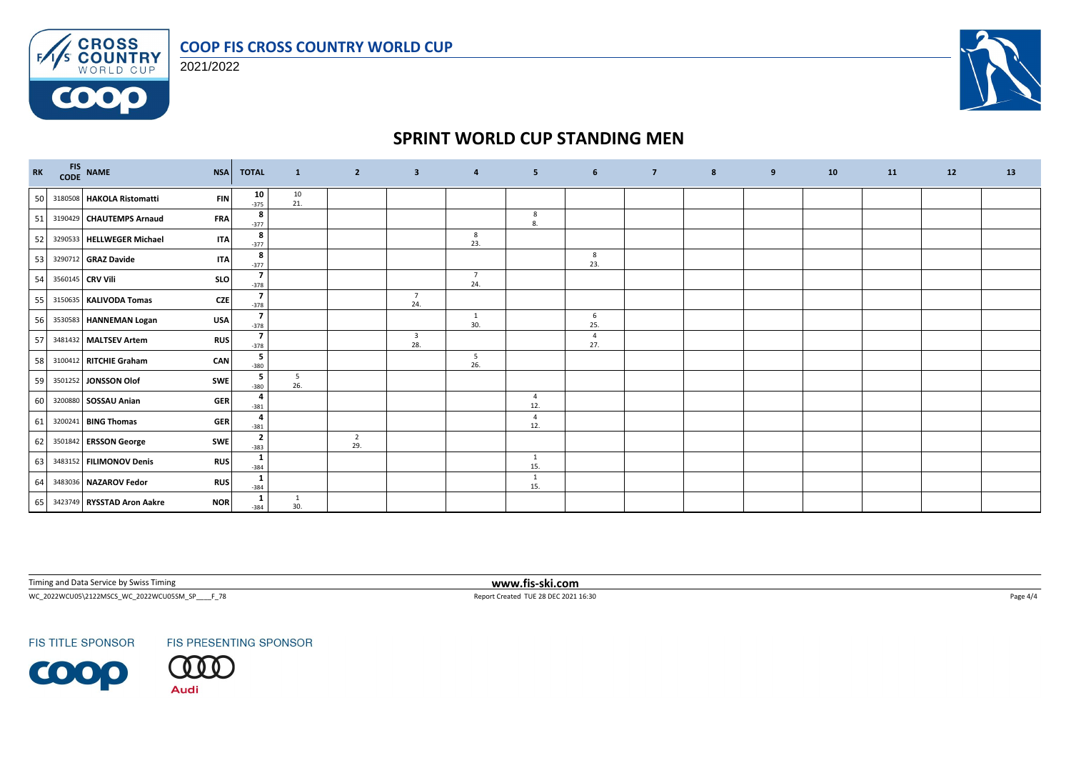# COOP FIS CROSS COUNTRY WORLD CUP

2021/2022

## SPRINT WORLD CUP STANDING MEN

| RK | FIS CODE | NAME | NSA | TOTAL | 1 | 2 | 3 | 4 | 5 | 6 | 7 | 8 | 9 | 10 | 11 | 12 | 13 |
|---|---|---|---|---|---|---|---|---|---|---|---|---|---|---|---|---|---|
| 50 | 3180508 | **HAKOLA Ristomatti** | **FIN** | **10** -375 | 10 21. | | | | | | | | | | | | |
| 51 | 3190429 | **CHAUTEMPS Arnaud** | **FRA** | **8** -377 | | | | | 8 8. | | | | | | | | |
| 52 | 3290533 | **HELLWEGER Michael** | **ITA** | **8** -377 | | | | 8 23. | | | | | | | | | |
| 53 | 3290712 | **GRAZ Davide** | **ITA** | **8** -377 | | | | | | 8 23. | | | | | | | |
| 54 | 3560145 | **CRV Vili** | **SLO** | **7** -378 | | | | 7 24. | | | | | | | | | |
| 55 | 3150635 | **KALIVODA Tomas** | **CZE** | **7** -378 | | | 7 24. | | | | | | | | | | |
| 56 | 3530583 | **HANNEMAN Logan** | **USA** | **7** -378 | | | | 1 30. | | 6 25. | | | | | | | |
| 57 | 3481432 | **MALTSEV Artem** | **RUS** | **7** -378 | | | 3 28. | | | 4 27. | | | | | | | |
| 58 | 3100412 | **RITCHIE Graham** | **CAN** | **5** -380 | | | | 5 26. | | | | | | | | | |
| 59 | 3501252 | **JONSSON Olof** | **SWE** | **5** -380 | 5 26. | | | | | | | | | | | | |
| 60 | 3200880 | **SOSSAU Anian** | **GER** | **4** -381 | | | | | 4 12. | | | | | | | | |
| 61 | 3200241 | **BING Thomas** | **GER** | **4** -381 | | | | | 4 12. | | | | | | | | |
| 62 | 3501842 | **ERSSON George** | **SWE** | **2** -383 | | 2 29. | | | | | | | | | | | |
| 63 | 3483152 | **FILIMONOV Denis** | **RUS** | **1** -384 | | | | | 1 15. | | | | | | | | |
| 64 | 3483036 | **NAZAROV Fedor** | **RUS** | **1** -384 | | | | | 1 15. | | | | | | | | |
| 65 | 3423749 | **RYSSTAD Aron Aakre** | **NOR** | **1** -384 | 1 30. | | | | | | | | | | | | |

Timing and Data Service by Swiss Timing

**www.fis-ski.com**

WC_2022WCU05\2122MSCS_WC_2022WCU05SM_SP____F_78

Report Created TUE 28 DEC 2021 16:30

FIS TITLE SPONSOR

FIS PRESENTING SPONSOR

Audi